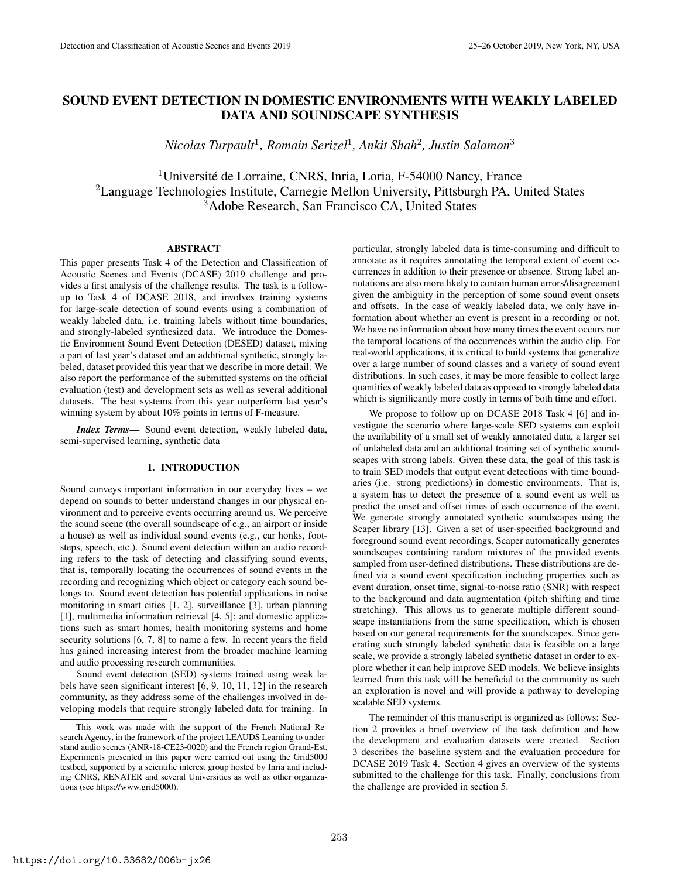# SOUND EVENT DETECTION IN DOMESTIC ENVIRONMENTS WITH WEAKLY LABELED DATA AND SOUNDSCAPE SYNTHESIS

*Nicolas Turpault*[1], *Romain Serizel*[1], *Ankit Shah*[2], *Justin Salamon*[3]

[1]Université de Lorraine, CNRS, Inria, Loria, F-54000 Nancy, France
[2]Language Technologies Institute, Carnegie Mellon University, Pittsburgh PA, United States
[3]Adobe Research, San Francisco CA, United States

## ABSTRACT

This paper presents Task 4 of the Detection and Classification of Acoustic Scenes and Events (DCASE) 2019 challenge and provides a first analysis of the challenge results. The task is a follow-up to Task 4 of DCASE 2018, and involves training systems for large-scale detection of sound events using a combination of weakly labeled data, i.e. training labels without time boundaries, and strongly-labeled synthesized data. We introduce the Domestic Environment Sound Event Detection (DESED) dataset, mixing a part of last year's dataset and an additional synthetic, strongly labeled, dataset provided this year that we describe in more detail. We also report the performance of the submitted systems on the official evaluation (test) and development sets as well as several additional datasets. The best systems from this year outperform last year's winning system by about 10% points in terms of F-measure.

***Index Terms*—** Sound event detection, weakly labeled data, semi-supervised learning, synthetic data

## 1. INTRODUCTION

Sound conveys important information in our everyday lives – we depend on sounds to better understand changes in our physical environment and to perceive events occurring around us. We perceive the sound scene (the overall soundscape of e.g., an airport or inside a house) as well as individual sound events (e.g., car honks, footsteps, speech, etc.). Sound event detection within an audio recording refers to the task of detecting and classifying sound events, that is, temporally locating the occurrences of sound events in the recording and recognizing which object or category each sound belongs to. Sound event detection has potential applications in noise monitoring in smart cities [1, 2], surveillance [3], urban planning [1], multimedia information retrieval [4, 5]; and domestic applications such as smart homes, health monitoring systems and home security solutions [6, 7, 8] to name a few. In recent years the field has gained increasing interest from the broader machine learning and audio processing research communities.

Sound event detection (SED) systems trained using weak labels have seen significant interest [6, 9, 10, 11, 12] in the research community, as they address some of the challenges involved in developing models that require strongly labeled data for training. In particular, strongly labeled data is time-consuming and difficult to annotate as it requires annotating the temporal extent of event occurrences in addition to their presence or absence. Strong label annotations are also more likely to contain human errors/disagreement given the ambiguity in the perception of some sound event onsets and offsets. In the case of weakly labeled data, we only have information about whether an event is present in a recording or not. We have no information about how many times the event occurs nor the temporal locations of the occurrences within the audio clip. For real-world applications, it is critical to build systems that generalize over a large number of sound classes and a variety of sound event distributions. In such cases, it may be more feasible to collect large quantities of weakly labeled data as opposed to strongly labeled data which is significantly more costly in terms of both time and effort.

We propose to follow up on DCASE 2018 Task 4 [6] and investigate the scenario where large-scale SED systems can exploit the availability of a small set of weakly annotated data, a larger set of unlabeled data and an additional training set of synthetic soundscapes with strong labels. Given these data, the goal of this task is to train SED models that output event detections with time boundaries (i.e. strong predictions) in domestic environments. That is, a system has to detect the presence of a sound event as well as predict the onset and offset times of each occurrence of the event. We generate strongly annotated synthetic soundscapes using the Scaper library [13]. Given a set of user-specified background and foreground sound event recordings, Scaper automatically generates soundscapes containing random mixtures of the provided events sampled from user-defined distributions. These distributions are defined via a sound event specification including properties such as event duration, onset time, signal-to-noise ratio (SNR) with respect to the background and data augmentation (pitch shifting and time stretching). This allows us to generate multiple different soundscape instantiations from the same specification, which is chosen based on our general requirements for the soundscapes. Since generating such strongly labeled synthetic data is feasible on a large scale, we provide a strongly labeled synthetic dataset in order to explore whether it can help improve SED models. We believe insights learned from this task will be beneficial to the community as such an exploration is novel and will provide a pathway to developing scalable SED systems.

The remainder of this manuscript is organized as follows: Section 2 provides a brief overview of the task definition and how the development and evaluation datasets were created. Section 3 describes the baseline system and the evaluation procedure for DCASE 2019 Task 4. Section 4 gives an overview of the systems submitted to the challenge for this task. Finally, conclusions from the challenge are provided in section 5.

---

This work was made with the support of the French National Research Agency, in the framework of the project LEAUDS Learning to understand audio scenes (ANR-18-CE23-0020) and the French region Grand-Est. Experiments presented in this paper were carried out using the Grid5000 testbed, supported by a scientific interest group hosted by Inria and including CNRS, RENATER and several Universities as well as other organizations (see https://www.grid5000).

https://doi.org/10.33682/006b-jx26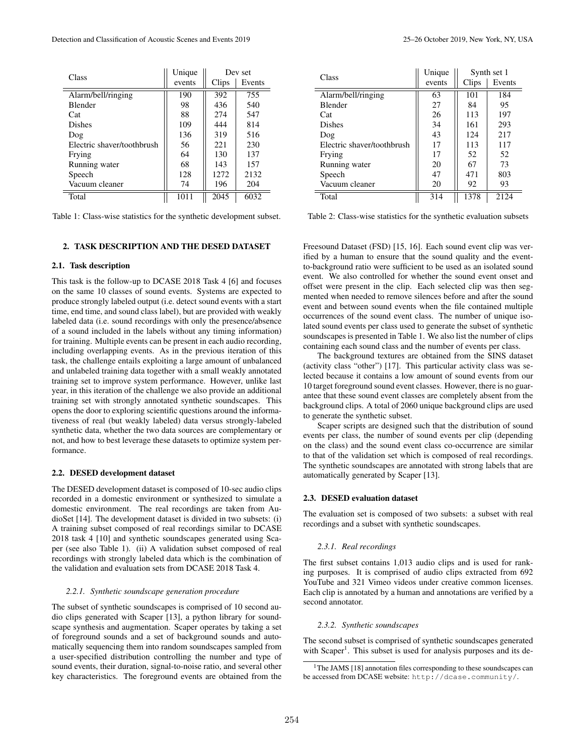| Class | Unique events | Dev set | |
|---|---|---|---|
| | | Clips | Events |
| Alarm/bell/ringing | 190 | 392 | 755 |
| Blender | 98 | 436 | 540 |
| Cat | 88 | 274 | 547 |
| Dishes | 109 | 444 | 814 |
| Dog | 136 | 319 | 516 |
| Electric shaver/toothbrush | 56 | 221 | 230 |
| Frying | 64 | 130 | 137 |
| Running water | 68 | 143 | 157 |
| Speech | 128 | 1272 | 2132 |
| Vacuum cleaner | 74 | 196 | 204 |
| Total | 1011 | 2045 | 6032 |

Table 1: Class-wise statistics for the synthetic development subset.

| Class | Unique events | Synth set 1 | |
|---|---|---|---|
| | | Clips | Events |
| Alarm/bell/ringing | 63 | 101 | 184 |
| Blender | 27 | 84 | 95 |
| Cat | 26 | 113 | 197 |
| Dishes | 34 | 161 | 293 |
| Dog | 43 | 124 | 217 |
| Electric shaver/toothbrush | 17 | 113 | 117 |
| Frying | 17 | 52 | 52 |
| Running water | 20 | 67 | 73 |
| Speech | 47 | 471 | 803 |
| Vacuum cleaner | 20 | 92 | 93 |
| Total | 314 | 1378 | 2124 |

Table 2: Class-wise statistics for the synthetic evaluation subsets

## 2. TASK DESCRIPTION AND THE DESED DATASET

### 2.1. Task description

This task is the follow-up to DCASE 2018 Task 4 [6] and focuses on the same 10 classes of sound events. Systems are expected to produce strongly labeled output (i.e. detect sound events with a start time, end time, and sound class label), but are provided with weakly labeled data (i.e. sound recordings with only the presence/absence of a sound included in the labels without any timing information) for training. Multiple events can be present in each audio recording, including overlapping events. As in the previous iteration of this task, the challenge entails exploiting a large amount of unbalanced and unlabeled training data together with a small weakly annotated training set to improve system performance. However, unlike last year, in this iteration of the challenge we also provide an additional training set with strongly annotated synthetic soundscapes. This opens the door to exploring scientific questions around the informativeness of real (but weakly labeled) data versus strongly-labeled synthetic data, whether the two data sources are complementary or not, and how to best leverage these datasets to optimize system performance.

### 2.2. DESED development dataset

The DESED development dataset is composed of 10-sec audio clips recorded in a domestic environment or synthesized to simulate a domestic environment. The real recordings are taken from AudioSet [14]. The development dataset is divided in two subsets: (i) A training subset composed of real recordings similar to DCASE 2018 task 4 [10] and synthetic soundscapes generated using Scaper (see also Table 1). (ii) A validation subset composed of real recordings with strongly labeled data which is the combination of the validation and evaluation sets from DCASE 2018 Task 4.

#### *2.2.1. Synthetic soundscape generation procedure*

The subset of synthetic soundscapes is comprised of 10 second audio clips generated with Scaper [13], a python library for soundscape synthesis and augmentation. Scaper operates by taking a set of foreground sounds and a set of background sounds and automatically sequencing them into random soundscapes sampled from a user-specified distribution controlling the number and type of sound events, their duration, signal-to-noise ratio, and several other key characteristics. The foreground events are obtained from the Freesound Dataset (FSD) [15, 16]. Each sound event clip was verified by a human to ensure that the sound quality and the event-to-background ratio were sufficient to be used as an isolated sound event. We also controlled for whether the sound event onset and offset were present in the clip. Each selected clip was then segmented when needed to remove silences before and after the sound event and between sound events when the file contained multiple occurrences of the sound event class. The number of unique isolated sound events per class used to generate the subset of synthetic soundscapes is presented in Table 1. We also list the number of clips containing each sound class and the number of events per class.

The background textures are obtained from the SINS dataset (activity class "other") [17]. This particular activity class was selected because it contains a low amount of sound events from our 10 target foreground sound event classes. However, there is no guarantee that these sound event classes are completely absent from the background clips. A total of 2060 unique background clips are used to generate the synthetic subset.

Scaper scripts are designed such that the distribution of sound events per class, the number of sound events per clip (depending on the class) and the sound event class co-occurrence are similar to that of the validation set which is composed of real recordings. The synthetic soundscapes are annotated with strong labels that are automatically generated by Scaper [13].

### 2.3. DESED evaluation dataset

The evaluation set is composed of two subsets: a subset with real recordings and a subset with synthetic soundscapes.

#### *2.3.1. Real recordings*

The first subset contains 1,013 audio clips and is used for ranking purposes. It is comprised of audio clips extracted from 692 YouTube and 321 Vimeo videos under creative common licenses. Each clip is annotated by a human and annotations are verified by a second annotator.

#### *2.3.2. Synthetic soundscapes*

The second subset is comprised of synthetic soundscapes generated with Scaper[1]. This subset is used for analysis purposes and its de-

[1] The JAMS [18] annotation files corresponding to these soundscapes can be accessed from DCASE website: http://dcase.community/.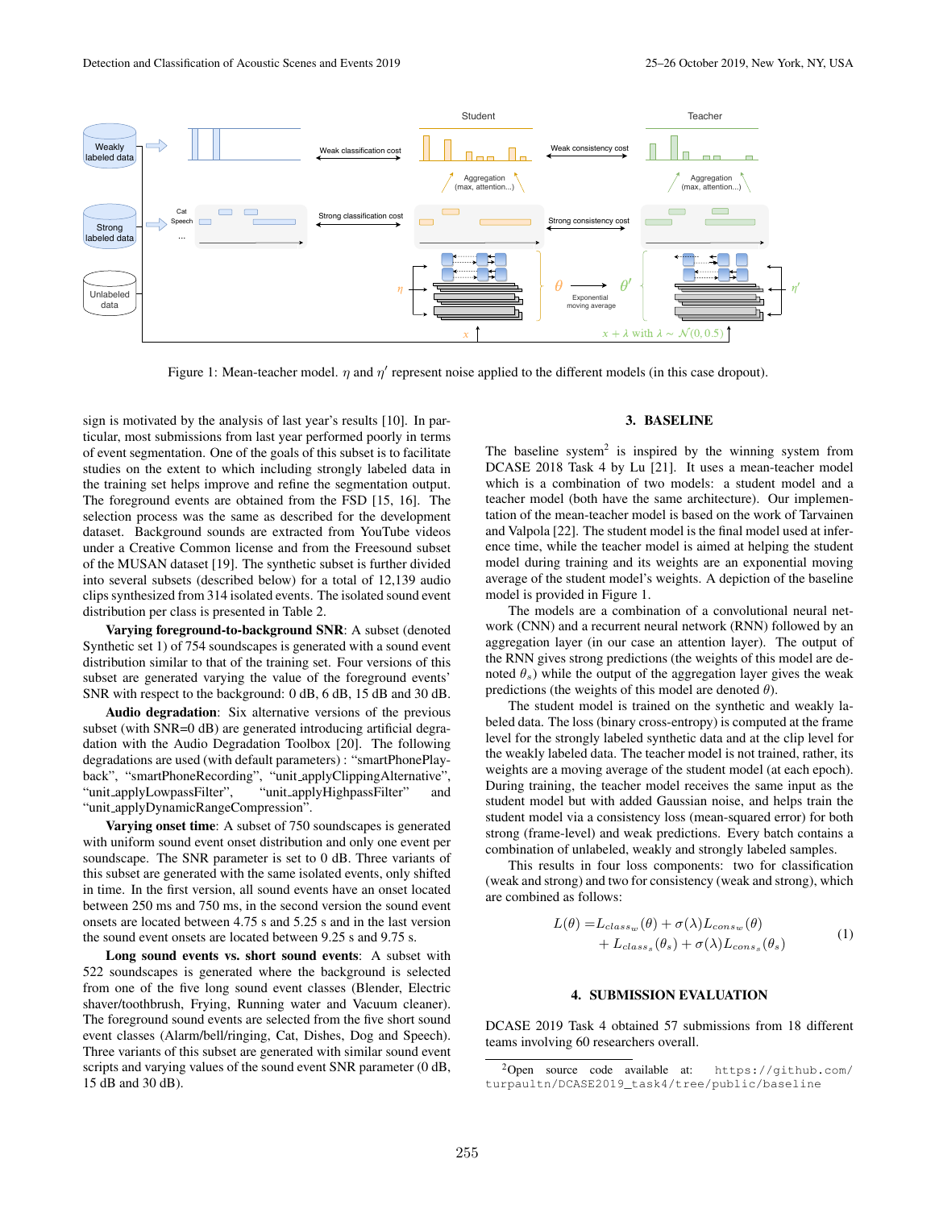Figure 1: Mean-teacher model. $\eta$ and $\eta'$ represent noise applied to the different models (in this case dropout).

sign is motivated by the analysis of last year's results [10]. In particular, most submissions from last year performed poorly in terms of event segmentation. One of the goals of this subset is to facilitate studies on the extent to which including strongly labeled data in the training set helps improve and refine the segmentation output. The foreground events are obtained from the FSD [15, 16]. The selection process was the same as described for the development dataset. Background sounds are extracted from YouTube videos under a Creative Common license and from the Freesound subset of the MUSAN dataset [19]. The synthetic subset is further divided into several subsets (described below) for a total of 12,139 audio clips synthesized from 314 isolated events. The isolated sound event distribution per class is presented in Table 2.

**Varying foreground-to-background SNR**: A subset (denoted Synthetic set 1) of 754 soundscapes is generated with a sound event distribution similar to that of the training set. Four versions of this subset are generated varying the value of the foreground events' SNR with respect to the background: 0 dB, 6 dB, 15 dB and 30 dB.

**Audio degradation**: Six alternative versions of the previous subset (with SNR=0 dB) are generated introducing artificial degradation with the Audio Degradation Toolbox [20]. The following degradations are used (with default parameters) : "smartPhonePlayback", "smartPhoneRecording", "unit_applyClippingAlternative", "unit_applyLowpassFilter", "unit_applyHighpassFilter" and "unit_applyDynamicRangeCompression".

**Varying onset time**: A subset of 750 soundscapes is generated with uniform sound event onset distribution and only one event per soundscape. The SNR parameter is set to 0 dB. Three variants of this subset are generated with the same isolated events, only shifted in time. In the first version, all sound events have an onset located between 250 ms and 750 ms, in the second version the sound event onsets are located between 4.75 s and 5.25 s and in the last version the sound event onsets are located between 9.25 s and 9.75 s.

**Long sound events vs. short sound events**: A subset with 522 soundscapes is generated where the background is selected from one of the five long sound event classes (Blender, Electric shaver/toothbrush, Frying, Running water and Vacuum cleaner). The foreground sound events are selected from the five short sound event classes (Alarm/bell/ringing, Cat, Dishes, Dog and Speech). Three variants of this subset are generated with similar sound event scripts and varying values of the sound event SNR parameter (0 dB, 15 dB and 30 dB).

## 3. BASELINE

The baseline system[2] is inspired by the winning system from DCASE 2018 Task 4 by Lu [21]. It uses a mean-teacher model which is a combination of two models: a student model and a teacher model (both have the same architecture). Our implementation of the mean-teacher model is based on the work of Tarvainen and Valpola [22]. The student model is the final model used at inference time, while the teacher model is aimed at helping the student model during training and its weights are an exponential moving average of the student model's weights. A depiction of the baseline model is provided in Figure 1.

The models are a combination of a convolutional neural network (CNN) and a recurrent neural network (RNN) followed by an aggregation layer (in our case an attention layer). The output of the RNN gives strong predictions (the weights of this model are denoted $\theta_s$) while the output of the aggregation layer gives the weak predictions (the weights of this model are denoted $\theta$).

The student model is trained on the synthetic and weakly labeled data. The loss (binary cross-entropy) is computed at the frame level for the strongly labeled synthetic data and at the clip level for the weakly labeled data. The teacher model is not trained, rather, its weights are a moving average of the student model (at each epoch). During training, the teacher model receives the same input as the student model but with added Gaussian noise, and helps train the student model via a consistency loss (mean-squared error) for both strong (frame-level) and weak predictions. Every batch contains a combination of unlabeled, weakly and strongly labeled samples.

This results in four loss components: two for classification (weak and strong) and two for consistency (weak and strong), which are combined as follows:

$$L(\theta) = L_{class_w}(\theta) + \sigma(\lambda) L_{cons_w}(\theta) + L_{class_s}(\theta_s) + \sigma(\lambda) L_{cons_s}(\theta_s) \tag{1}$$

## 4. SUBMISSION EVALUATION

DCASE 2019 Task 4 obtained 57 submissions from 18 different teams involving 60 researchers overall.

[2] Open source code available at: https://github.com/turpaultn/DCASE2019_task4/tree/public/baseline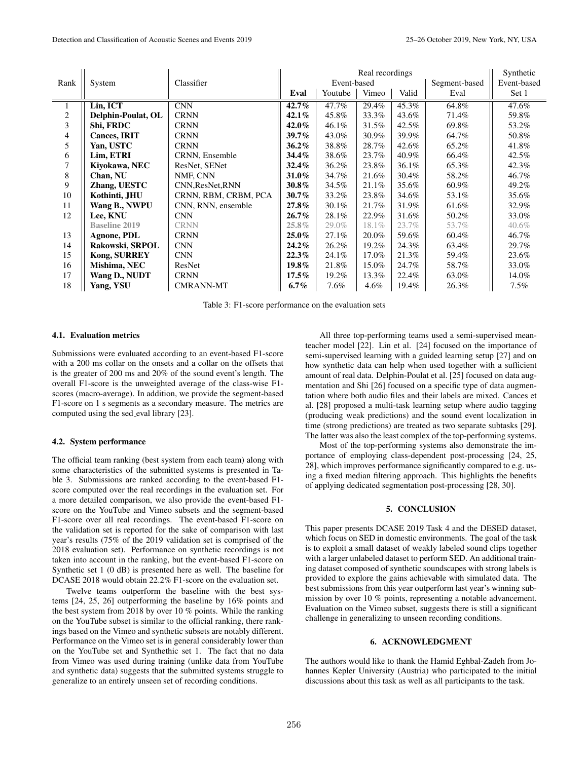| Rank | System | Classifier | Real recordings | | | | | Synthetic |
|---|---|---|---|---|---|---|---|---|
| | | | Event-based | | | | Segment-based | Event-based |
| | | | **Eval** | Youtube | Vimeo | Valid | Eval | Set 1 |
| 1 | **Lin, ICT** | CNN | **42.7%** | 47.7% | 29.4% | 45.3% | 64.8% | 47.6% |
| 2 | **Delphin-Poulat, OL** | CRNN | **42.1%** | 45.8% | 33.3% | 43.6% | 71.4% | 59.8% |
| 3 | **Shi, FRDC** | CRNN | **42.0%** | 46.1% | 31.5% | 42.5% | 69.8% | 53.2% |
| 4 | **Cances, IRIT** | CRNN | **39.7%** | 43.0% | 30.9% | 39.9% | 64.7% | 50.8% |
| 5 | **Yan, USTC** | CRNN | **36.2%** | 38.8% | 28.7% | 42.6% | 65.2% | 41.8% |
| 6 | **Lim, ETRI** | CRNN, Ensemble | **34.4%** | 38.6% | 23.7% | 40.9% | 66.4% | 42.5% |
| 7 | **Kiyokawa, NEC** | ResNet, SENet | **32.4%** | 36.2% | 23.8% | 36.1% | 65.3% | 42.3% |
| 8 | **Chan, NU** | NMF, CNN | **31.0%** | 34.7% | 21.6% | 30.4% | 58.2% | 46.7% |
| 9 | **Zhang, UESTC** | CNN,ResNet,RNN | **30.8%** | 34.5% | 21.1% | 35.6% | 60.9% | 49.2% |
| 10 | **Kothinti, JHU** | CRNN, RBM, CRBM, PCA | **30.7%** | 33.2% | 23.8% | 34.6% | 53.1% | 35.6% |
| 11 | **Wang B., NWPU** | CNN, RNN, ensemble | **27.8%** | 30.1% | 21.7% | 31.9% | 61.6% | 32.9% |
| 12 | **Lee, KNU** | CNN | **26.7%** | 28.1% | 22.9% | 31.6% | 50.2% | 33.0% |
| | **Baseline 2019** | CRNN | **25.8%** | 29.0% | 18.1% | 23.7% | 53.7% | 40.6% |
| 13 | **Agnone, PDL** | CRNN | **25.0%** | 27.1% | 20.0% | 59.6% | 60.4% | 46.7% |
| 14 | **Rakowski, SRPOL** | CNN | **24.2%** | 26.2% | 19.2% | 24.3% | 63.4% | 29.7% |
| 15 | **Kong, SURREY** | CNN | **22.3%** | 24.1% | 17.0% | 21.3% | 59.4% | 23.6% |
| 16 | **Mishima, NEC** | ResNet | **19.8%** | 21.8% | 15.0% | 24.7% | 58.7% | 33.0% |
| 17 | **Wang D., NUDT** | CRNN | **17.5%** | 19.2% | 13.3% | 22.4% | 63.0% | 14.0% |
| 18 | **Yang, YSU** | CMRANN-MT | **6.7%** | 7.6% | 4.6% | 19.4% | 26.3% | 7.5% |

Table 3: F1-score performance on the evaluation sets

### 4.1. Evaluation metrics

Submissions were evaluated according to an event-based F1-score with a 200 ms collar on the onsets and a collar on the offsets that is the greater of 200 ms and 20% of the sound event's length. The overall F1-score is the unweighted average of the class-wise F1-scores (macro-average). In addition, we provide the segment-based F1-score on 1 s segments as a secondary measure. The metrics are computed using the sed_eval library [23].

### 4.2. System performance

The official team ranking (best system from each team) along with some characteristics of the submitted systems is presented in Table 3. Submissions are ranked according to the event-based F1-score computed over the real recordings in the evaluation set. For a more detailed comparison, we also provide the event-based F1-score on the YouTube and Vimeo subsets and the segment-based F1-score over all real recordings. The event-based F1-score on the validation set is reported for the sake of comparison with last year's results (75% of the 2019 validation set is comprised of the 2018 evaluation set). Performance on synthetic recordings is not taken into account in the ranking, but the event-based F1-score on Synthetic set 1 (0 dB) is presented here as well. The baseline for DCASE 2018 would obtain 22.2% F1-score on the evaluation set.

Twelve teams outperform the baseline with the best systems [24, 25, 26] outperforming the baseline by 16% points and the best system from 2018 by over 10 % points. While the ranking on the YouTube subset is similar to the official ranking, there rankings based on the Vimeo and synthetic subsets are notably different. Performance on the Vimeo set is in general considerably lower than on the YouTube set and Synthethic set 1. The fact that no data from Vimeo was used during training (unlike data from YouTube and synthetic data) suggests that the submitted systems struggle to generalize to an entirely unseen set of recording conditions.

All three top-performing teams used a semi-supervised mean-teacher model [22]. Lin et al. [24] focused on the importance of semi-supervised learning with a guided learning setup [27] and on how synthetic data can help when used together with a sufficient amount of real data. Delphin-Poulat et al. [25] focused on data augmentation and Shi [26] focused on a specific type of data augmentation where both audio files and their labels are mixed. Cances et al. [28] proposed a multi-task learning setup where audio tagging (producing weak predictions) and the sound event localization in time (strong predictions) are treated as two separate subtasks [29]. The latter was also the least complex of the top-performing systems.

Most of the top-performing systems also demonstrate the importance of employing class-dependent post-processing [24, 25, 28], which improves performance significantly compared to e.g. using a fixed median filtering approach. This highlights the benefits of applying dedicated segmentation post-processing [28, 30].

## 5. CONCLUSION

This paper presents DCASE 2019 Task 4 and the DESED dataset, which focus on SED in domestic environments. The goal of the task is to exploit a small dataset of weakly labeled sound clips together with a larger unlabeled dataset to perform SED. An additional training dataset composed of synthetic soundscapes with strong labels is provided to explore the gains achievable with simulated data. The best submissions from this year outperform last year's winning submission by over 10 % points, representing a notable advancement. Evaluation on the Vimeo subset, suggests there is still a significant challenge in generalizing to unseen recording conditions.

## 6. ACKNOWLEDGMENT

The authors would like to thank the Hamid Eghbal-Zadeh from Johannes Kepler University (Austria) who participated to the initial discussions about this task as well as all participants to the task.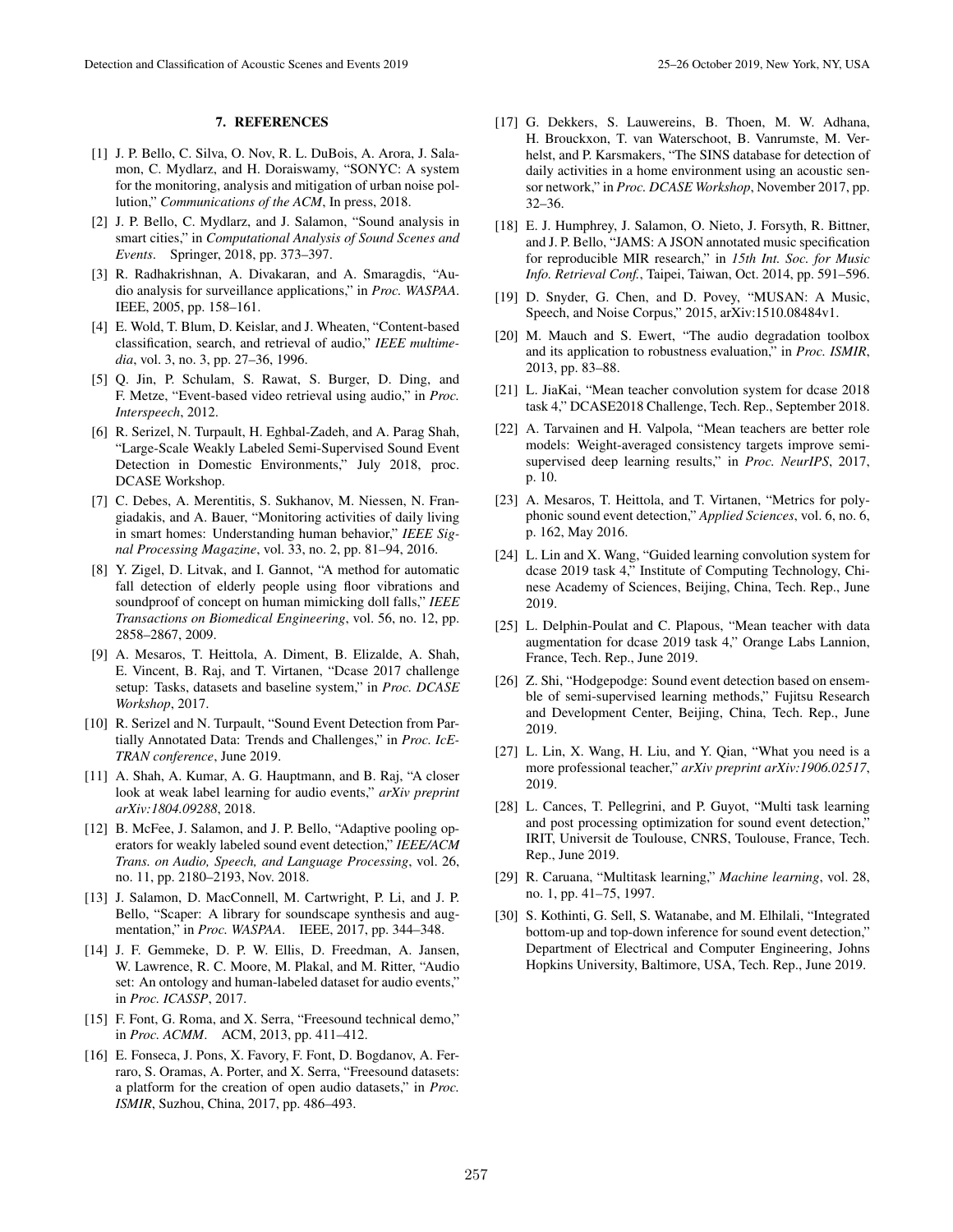## 7. REFERENCES

[1] J. P. Bello, C. Silva, O. Nov, R. L. DuBois, A. Arora, J. Salamon, C. Mydlarz, and H. Doraiswamy, "SONYC: A system for the monitoring, analysis and mitigation of urban noise pollution," *Communications of the ACM*, In press, 2018.

[2] J. P. Bello, C. Mydlarz, and J. Salamon, "Sound analysis in smart cities," in *Computational Analysis of Sound Scenes and Events*. Springer, 2018, pp. 373–397.

[3] R. Radhakrishnan, A. Divakaran, and A. Smaragdis, "Audio analysis for surveillance applications," in *Proc. WASPAA*. IEEE, 2005, pp. 158–161.

[4] E. Wold, T. Blum, D. Keislar, and J. Wheaten, "Content-based classification, search, and retrieval of audio," *IEEE multimedia*, vol. 3, no. 3, pp. 27–36, 1996.

[5] Q. Jin, P. Schulam, S. Rawat, S. Burger, D. Ding, and F. Metze, "Event-based video retrieval using audio," in *Proc. Interspeech*, 2012.

[6] R. Serizel, N. Turpault, H. Eghbal-Zadeh, and A. Parag Shah, "Large-Scale Weakly Labeled Semi-Supervised Sound Event Detection in Domestic Environments," July 2018, proc. DCASE Workshop.

[7] C. Debes, A. Merentitis, S. Sukhanov, M. Niessen, N. Frangiadakis, and A. Bauer, "Monitoring activities of daily living in smart homes: Understanding human behavior," *IEEE Signal Processing Magazine*, vol. 33, no. 2, pp. 81–94, 2016.

[8] Y. Zigel, D. Litvak, and I. Gannot, "A method for automatic fall detection of elderly people using floor vibrations and soundproof of concept on human mimicking doll falls," *IEEE Transactions on Biomedical Engineering*, vol. 56, no. 12, pp. 2858–2867, 2009.

[9] A. Mesaros, T. Heittola, A. Diment, B. Elizalde, A. Shah, E. Vincent, B. Raj, and T. Virtanen, "Dcase 2017 challenge setup: Tasks, datasets and baseline system," in *Proc. DCASE Workshop*, 2017.

[10] R. Serizel and N. Turpault, "Sound Event Detection from Partially Annotated Data: Trends and Challenges," in *Proc. IcE-TRAN conference*, June 2019.

[11] A. Shah, A. Kumar, A. G. Hauptmann, and B. Raj, "A closer look at weak label learning for audio events," *arXiv preprint arXiv:1804.09288*, 2018.

[12] B. McFee, J. Salamon, and J. P. Bello, "Adaptive pooling operators for weakly labeled sound event detection," *IEEE/ACM Trans. on Audio, Speech, and Language Processing*, vol. 26, no. 11, pp. 2180–2193, Nov. 2018.

[13] J. Salamon, D. MacConnell, M. Cartwright, P. Li, and J. P. Bello, "Scaper: A library for soundscape synthesis and augmentation," in *Proc. WASPAA*. IEEE, 2017, pp. 344–348.

[14] J. F. Gemmeke, D. P. W. Ellis, D. Freedman, A. Jansen, W. Lawrence, R. C. Moore, M. Plakal, and M. Ritter, "Audio set: An ontology and human-labeled dataset for audio events," in *Proc. ICASSP*, 2017.

[15] F. Font, G. Roma, and X. Serra, "Freesound technical demo," in *Proc. ACMM*. ACM, 2013, pp. 411–412.

[16] E. Fonseca, J. Pons, X. Favory, F. Font, D. Bogdanov, A. Ferraro, S. Oramas, A. Porter, and X. Serra, "Freesound datasets: a platform for the creation of open audio datasets," in *Proc. ISMIR*, Suzhou, China, 2017, pp. 486–493.

[17] G. Dekkers, S. Lauwereins, B. Thoen, M. W. Adhana, H. Brouckxon, T. van Waterschoot, B. Vanrumste, M. Verhelst, and P. Karsmakers, "The SINS database for detection of daily activities in a home environment using an acoustic sensor network," in *Proc. DCASE Workshop*, November 2017, pp. 32–36.

[18] E. J. Humphrey, J. Salamon, O. Nieto, J. Forsyth, R. Bittner, and J. P. Bello, "JAMS: A JSON annotated music specification for reproducible MIR research," in *15th Int. Soc. for Music Info. Retrieval Conf.*, Taipei, Taiwan, Oct. 2014, pp. 591–596.

[19] D. Snyder, G. Chen, and D. Povey, "MUSAN: A Music, Speech, and Noise Corpus," 2015, arXiv:1510.08484v1.

[20] M. Mauch and S. Ewert, "The audio degradation toolbox and its application to robustness evaluation," in *Proc. ISMIR*, 2013, pp. 83–88.

[21] L. JiaKai, "Mean teacher convolution system for dcase 2018 task 4," DCASE2018 Challenge, Tech. Rep., September 2018.

[22] A. Tarvainen and H. Valpola, "Mean teachers are better role models: Weight-averaged consistency targets improve semi-supervised deep learning results," in *Proc. NeurIPS*, 2017, p. 10.

[23] A. Mesaros, T. Heittola, and T. Virtanen, "Metrics for polyphonic sound event detection," *Applied Sciences*, vol. 6, no. 6, p. 162, May 2016.

[24] L. Lin and X. Wang, "Guided learning convolution system for dcase 2019 task 4," Institute of Computing Technology, Chinese Academy of Sciences, Beijing, China, Tech. Rep., June 2019.

[25] L. Delphin-Poulat and C. Plapous, "Mean teacher with data augmentation for dcase 2019 task 4," Orange Labs Lannion, France, Tech. Rep., June 2019.

[26] Z. Shi, "Hodgepodge: Sound event detection based on ensemble of semi-supervised learning methods," Fujitsu Research and Development Center, Beijing, China, Tech. Rep., June 2019.

[27] L. Lin, X. Wang, H. Liu, and Y. Qian, "What you need is a more professional teacher," *arXiv preprint arXiv:1906.02517*, 2019.

[28] L. Cances, T. Pellegrini, and P. Guyot, "Multi task learning and post processing optimization for sound event detection," IRIT, Universit de Toulouse, CNRS, Toulouse, France, Tech. Rep., June 2019.

[29] R. Caruana, "Multitask learning," *Machine learning*, vol. 28, no. 1, pp. 41–75, 1997.

[30] S. Kothinti, G. Sell, S. Watanabe, and M. Elhilali, "Integrated bottom-up and top-down inference for sound event detection," Department of Electrical and Computer Engineering, Johns Hopkins University, Baltimore, USA, Tech. Rep., June 2019.